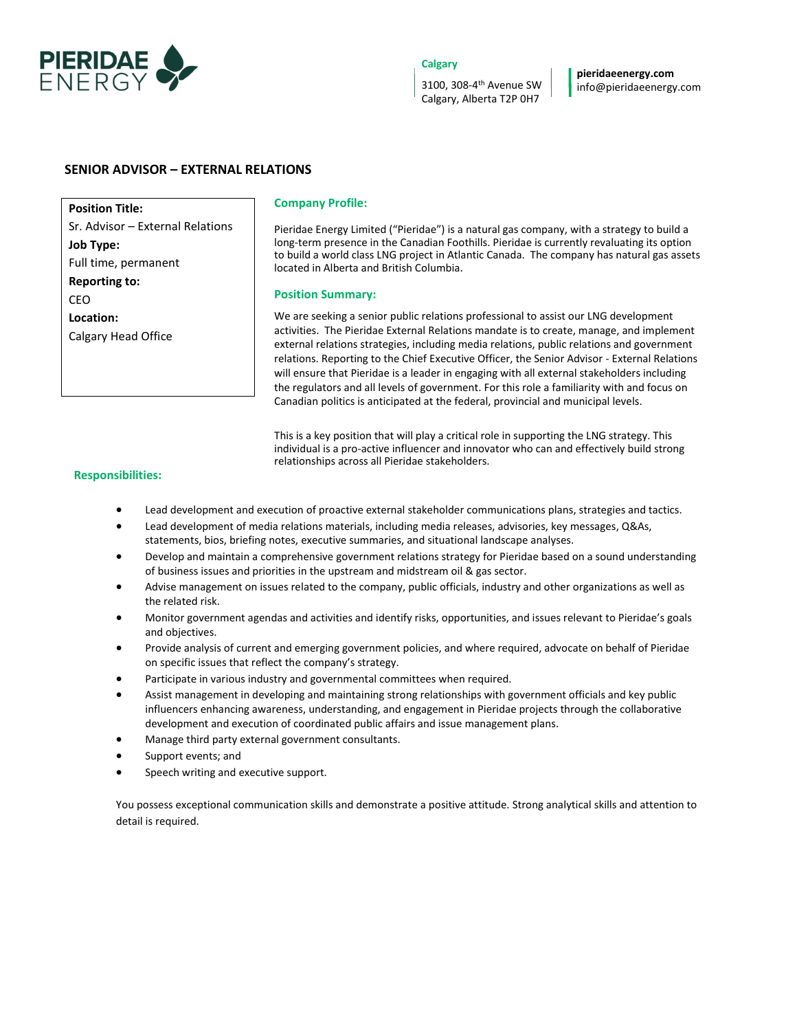PIERIDAE ENERGY

**Calgary**

3100, 308-4th Avenue SW
Calgary, Alberta T2P 0H7

**pieridaeenergy.com**
info@pieridaeenergy.com

## SENIOR ADVISOR – EXTERNAL RELATIONS

**Position Title:**
Sr. Advisor – External Relations

**Job Type:**
Full time, permanent

**Reporting to:**
CEO

**Location:**
Calgary Head Office

### Company Profile:

Pieridae Energy Limited ("Pieridae") is a natural gas company, with a strategy to build a long-term presence in the Canadian Foothills. Pieridae is currently revaluating its option to build a world class LNG project in Atlantic Canada. The company has natural gas assets located in Alberta and British Columbia.

### Position Summary:

We are seeking a senior public relations professional to assist our LNG development activities. The Pieridae External Relations mandate is to create, manage, and implement external relations strategies, including media relations, public relations and government relations. Reporting to the Chief Executive Officer, the Senior Advisor - External Relations will ensure that Pieridae is a leader in engaging with all external stakeholders including the regulators and all levels of government. For this role a familiarity with and focus on Canadian politics is anticipated at the federal, provincial and municipal levels.

This is a key position that will play a critical role in supporting the LNG strategy. This individual is a pro-active influencer and innovator who can and effectively build strong relationships across all Pieridae stakeholders.

### Responsibilities:

- Lead development and execution of proactive external stakeholder communications plans, strategies and tactics.
- Lead development of media relations materials, including media releases, advisories, key messages, Q&As, statements, bios, briefing notes, executive summaries, and situational landscape analyses.
- Develop and maintain a comprehensive government relations strategy for Pieridae based on a sound understanding of business issues and priorities in the upstream and midstream oil & gas sector.
- Advise management on issues related to the company, public officials, industry and other organizations as well as the related risk.
- Monitor government agendas and activities and identify risks, opportunities, and issues relevant to Pieridae's goals and objectives.
- Provide analysis of current and emerging government policies, and where required, advocate on behalf of Pieridae on specific issues that reflect the company's strategy.
- Participate in various industry and governmental committees when required.
- Assist management in developing and maintaining strong relationships with government officials and key public influencers enhancing awareness, understanding, and engagement in Pieridae projects through the collaborative development and execution of coordinated public affairs and issue management plans.
- Manage third party external government consultants.
- Support events; and
- Speech writing and executive support.

You possess exceptional communication skills and demonstrate a positive attitude. Strong analytical skills and attention to detail is required.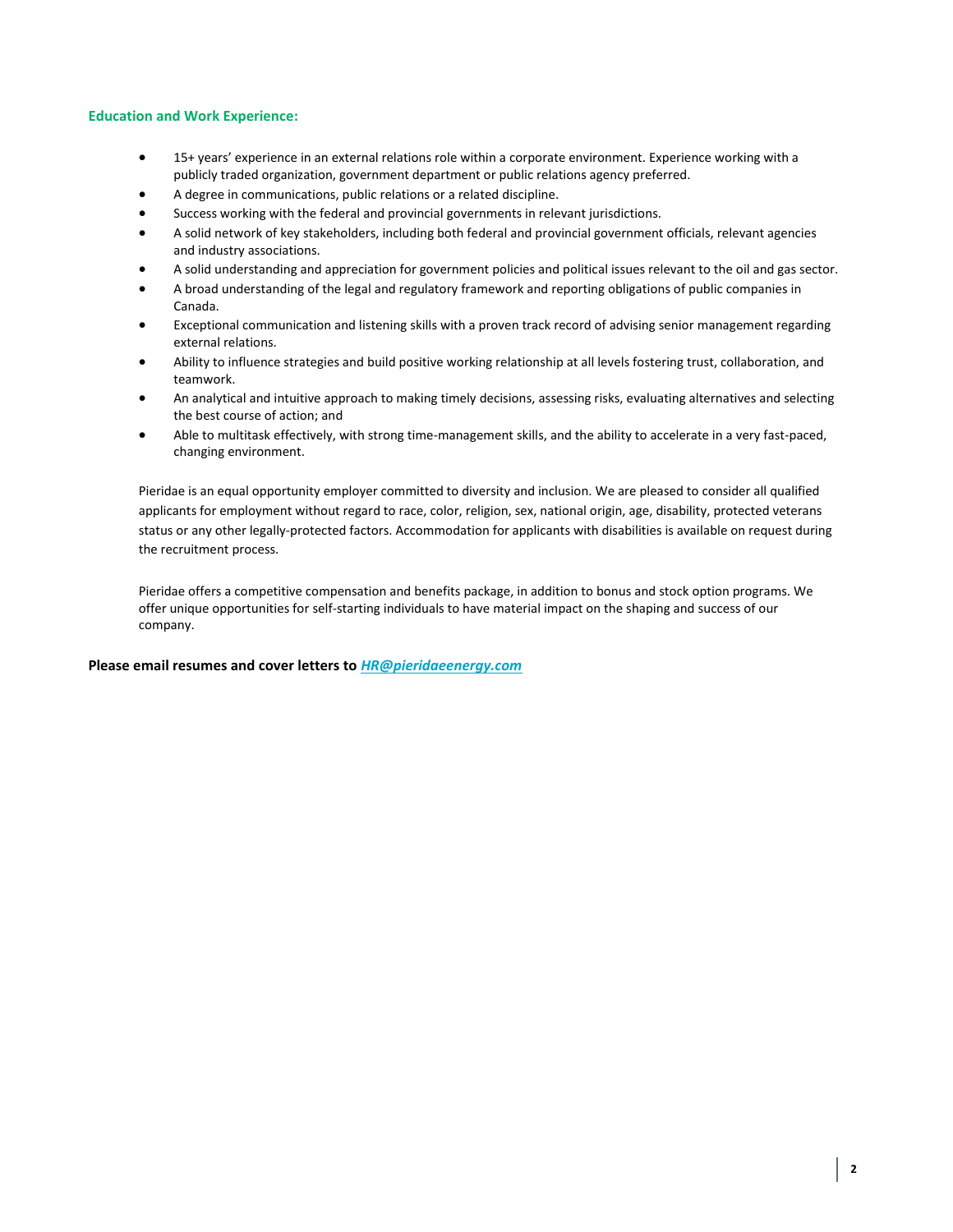### Education and Work Experience:

- 15+ years' experience in an external relations role within a corporate environment. Experience working with a publicly traded organization, government department or public relations agency preferred.
- A degree in communications, public relations or a related discipline.
- Success working with the federal and provincial governments in relevant jurisdictions.
- A solid network of key stakeholders, including both federal and provincial government officials, relevant agencies and industry associations.
- A solid understanding and appreciation for government policies and political issues relevant to the oil and gas sector.
- A broad understanding of the legal and regulatory framework and reporting obligations of public companies in Canada.
- Exceptional communication and listening skills with a proven track record of advising senior management regarding external relations.
- Ability to influence strategies and build positive working relationship at all levels fostering trust, collaboration, and teamwork.
- An analytical and intuitive approach to making timely decisions, assessing risks, evaluating alternatives and selecting the best course of action; and
- Able to multitask effectively, with strong time-management skills, and the ability to accelerate in a very fast-paced, changing environment.

Pieridae is an equal opportunity employer committed to diversity and inclusion. We are pleased to consider all qualified applicants for employment without regard to race, color, religion, sex, national origin, age, disability, protected veterans status or any other legally-protected factors. Accommodation for applicants with disabilities is available on request during the recruitment process.

Pieridae offers a competitive compensation and benefits package, in addition to bonus and stock option programs. We offer unique opportunities for self-starting individuals to have material impact on the shaping and success of our company.

**Please email resumes and cover letters to *HR@pieridaeenergy.com***